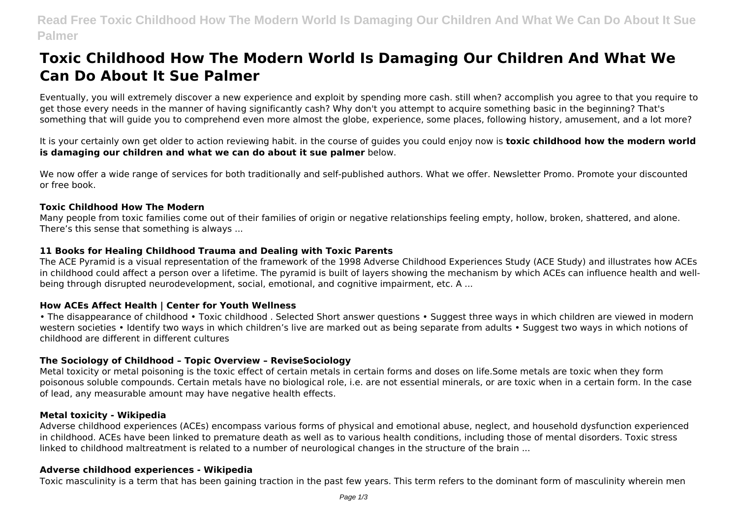# Toxic Childhood How The Modern World Is Damaging Our Children And What We Can Do About It Sue Palmer

Eventually, you will extremely discover a new experience and exploit by spending more cash. still when? accomplish you agree to that you require to get those every needs in the manner of having significantly cash? Why don't you attempt to acquire something basic in the beginning? That's something that will guide you to comprehend even more almost the globe, experience, some places, following history, amusement, and a lot more?

It is your certainly own get older to action reviewing habit. in the course of guides you could enjoy now is **toxic childhood how the modern world is damaging our children and what we can do about it sue palmer** below.

We now offer a wide range of services for both traditionally and self-published authors. What we offer. Newsletter Promo. Promote your discounted or free book.

### Toxic Childhood How The Modern

Many people from toxic families come out of their families of origin or negative relationships feeling empty, hollow, broken, shattered, and alone. There's this sense that something is always ...

### 11 Books for Healing Childhood Trauma and Dealing with Toxic Parents

The ACE Pyramid is a visual representation of the framework of the 1998 Adverse Childhood Experiences Study (ACE Study) and illustrates how ACEs in childhood could affect a person over a lifetime. The pyramid is built of layers showing the mechanism by which ACEs can influence health and well-being through disrupted neurodevelopment, social, emotional, and cognitive impairment, etc. A ...

### How ACEs Affect Health | Center for Youth Wellness

• The disappearance of childhood • Toxic childhood . Selected Short answer questions • Suggest three ways in which children are viewed in modern western societies • Identify two ways in which children's live are marked out as being separate from adults • Suggest two ways in which notions of childhood are different in different cultures

### The Sociology of Childhood – Topic Overview – ReviseSociology

Metal toxicity or metal poisoning is the toxic effect of certain metals in certain forms and doses on life.Some metals are toxic when they form poisonous soluble compounds. Certain metals have no biological role, i.e. are not essential minerals, or are toxic when in a certain form. In the case of lead, any measurable amount may have negative health effects.

### Metal toxicity - Wikipedia

Adverse childhood experiences (ACEs) encompass various forms of physical and emotional abuse, neglect, and household dysfunction experienced in childhood. ACEs have been linked to premature death as well as to various health conditions, including those of mental disorders. Toxic stress linked to childhood maltreatment is related to a number of neurological changes in the structure of the brain ...

### Adverse childhood experiences - Wikipedia

Toxic masculinity is a term that has been gaining traction in the past few years. This term refers to the dominant form of masculinity wherein men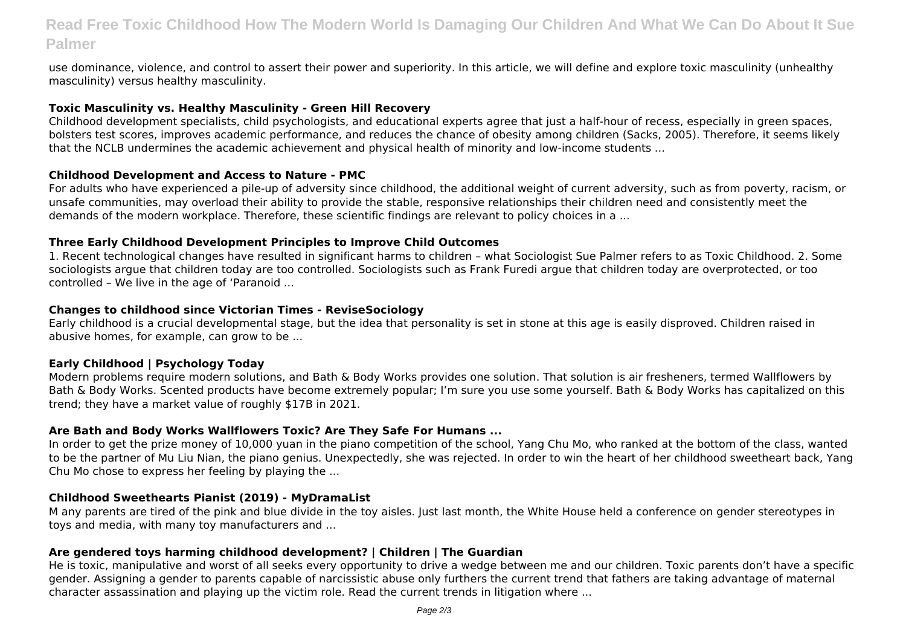use dominance, violence, and control to assert their power and superiority. In this article, we will define and explore toxic masculinity (unhealthy masculinity) versus healthy masculinity.

**Toxic Masculinity vs. Healthy Masculinity - Green Hill Recovery**

Childhood development specialists, child psychologists, and educational experts agree that just a half-hour of recess, especially in green spaces, bolsters test scores, improves academic performance, and reduces the chance of obesity among children (Sacks, 2005). Therefore, it seems likely that the NCLB undermines the academic achievement and physical health of minority and low-income students ...

**Childhood Development and Access to Nature - PMC**

For adults who have experienced a pile-up of adversity since childhood, the additional weight of current adversity, such as from poverty, racism, or unsafe communities, may overload their ability to provide the stable, responsive relationships their children need and consistently meet the demands of the modern workplace. Therefore, these scientific findings are relevant to policy choices in a ...

**Three Early Childhood Development Principles to Improve Child Outcomes**

1. Recent technological changes have resulted in significant harms to children – what Sociologist Sue Palmer refers to as Toxic Childhood. 2. Some sociologists argue that children today are too controlled. Sociologists such as Frank Furedi argue that children today are overprotected, or too controlled – We live in the age of 'Paranoid ...

**Changes to childhood since Victorian Times - ReviseSociology**

Early childhood is a crucial developmental stage, but the idea that personality is set in stone at this age is easily disproved. Children raised in abusive homes, for example, can grow to be ...

**Early Childhood | Psychology Today**

Modern problems require modern solutions, and Bath & Body Works provides one solution. That solution is air fresheners, termed Wallflowers by Bath & Body Works. Scented products have become extremely popular; I'm sure you use some yourself. Bath & Body Works has capitalized on this trend; they have a market value of roughly $17B in 2021.

**Are Bath and Body Works Wallflowers Toxic? Are They Safe For Humans ...**

In order to get the prize money of 10,000 yuan in the piano competition of the school, Yang Chu Mo, who ranked at the bottom of the class, wanted to be the partner of Mu Liu Nian, the piano genius. Unexpectedly, she was rejected. In order to win the heart of her childhood sweetheart back, Yang Chu Mo chose to express her feeling by playing the ...

**Childhood Sweethearts Pianist (2019) - MyDramaList**

M any parents are tired of the pink and blue divide in the toy aisles. Just last month, the White House held a conference on gender stereotypes in toys and media, with many toy manufacturers and ...

**Are gendered toys harming childhood development? | Children | The Guardian**

He is toxic, manipulative and worst of all seeks every opportunity to drive a wedge between me and our children. Toxic parents don't have a specific gender. Assigning a gender to parents capable of narcissistic abuse only furthers the current trend that fathers are taking advantage of maternal character assassination and playing up the victim role. Read the current trends in litigation where ...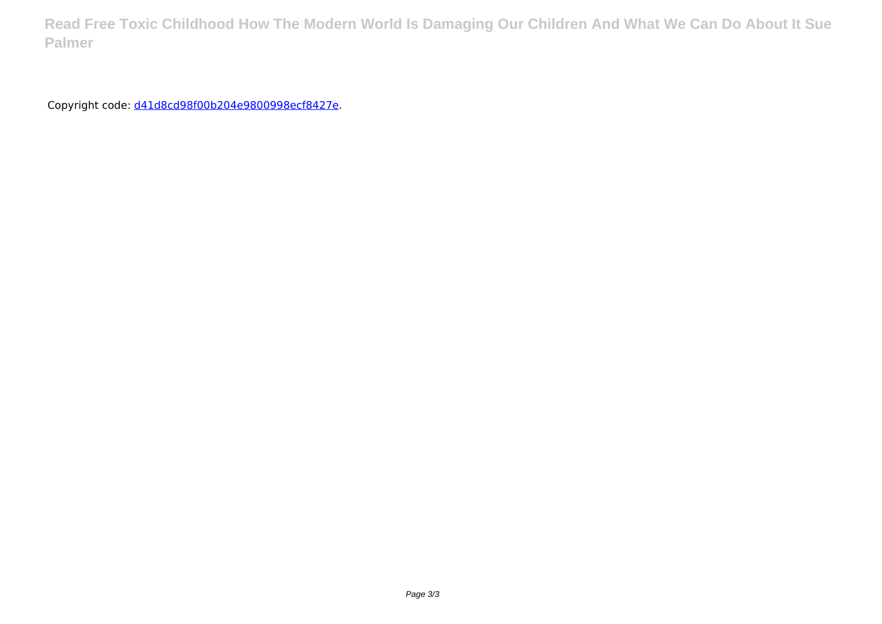Copyright code: [d41d8cd98f00b204e9800998ecf8427e](d41d8cd98f00b204e9800998ecf8427e).